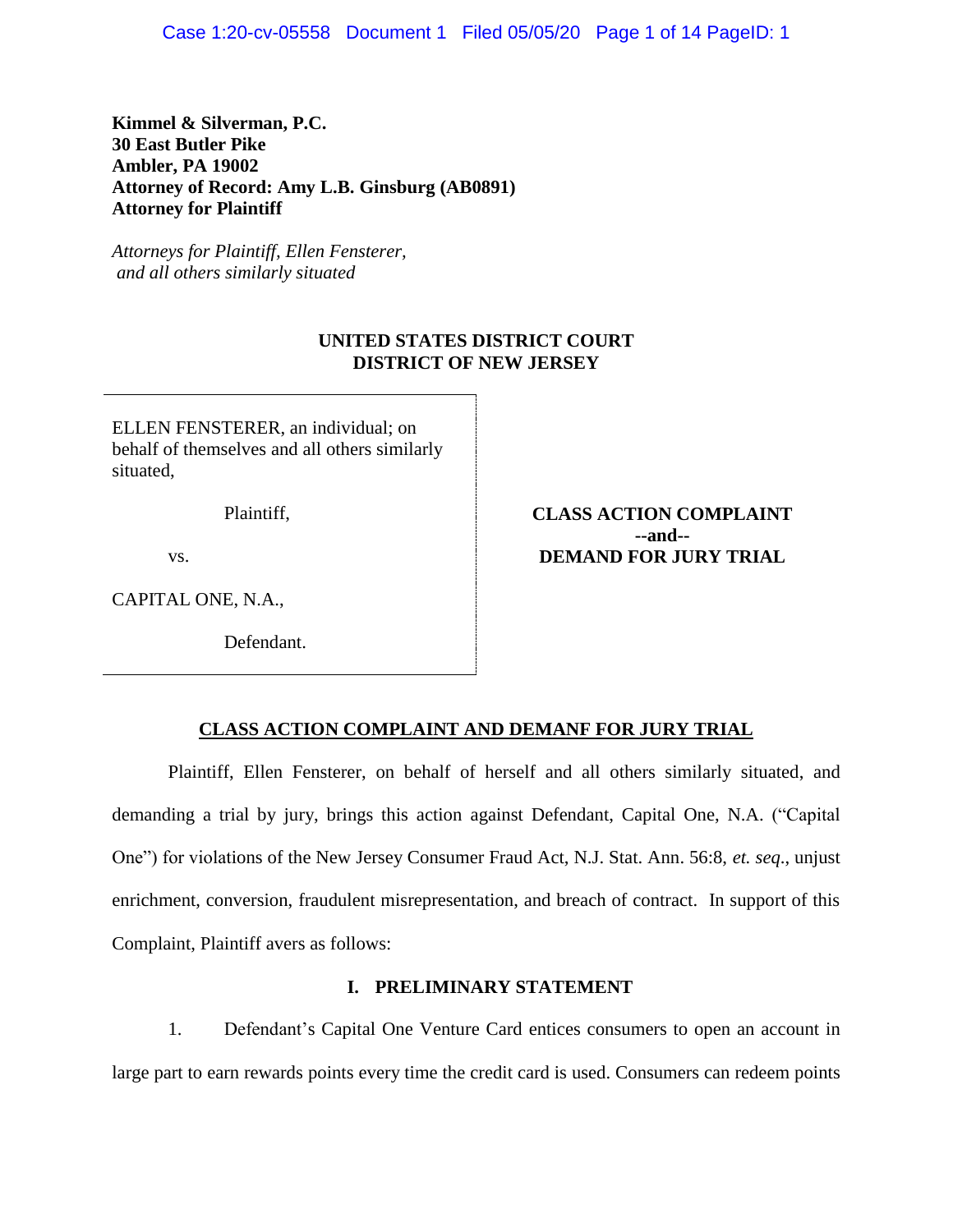**Kimmel & Silverman, P.C.**
**30 East Butler Pike**
**Ambler, PA 19002**
**Attorney of Record: Amy L.B. Ginsburg (AB0891)**
**Attorney for Plaintiff**

*Attorneys for Plaintiff, Ellen Fensterer, and all others similarly situated*

**UNITED STATES DISTRICT COURT**
**DISTRICT OF NEW JERSEY**

| | |
|---|---|
| ELLEN FENSTERER, an individual; on behalf of themselves and all others similarly situated,<br><br>Plaintiff,<br><br>vs.<br><br>CAPITAL ONE, N.A.,<br><br>Defendant. | **CLASS ACTION COMPLAINT**<br>**--and--**<br>**DEMAND FOR JURY TRIAL** |

**CLASS ACTION COMPLAINT AND DEMANF FOR JURY TRIAL**

Plaintiff, Ellen Fensterer, on behalf of herself and all others similarly situated, and demanding a trial by jury, brings this action against Defendant, Capital One, N.A. ("Capital One") for violations of the New Jersey Consumer Fraud Act, N.J. Stat. Ann. 56:8, *et. seq*., unjust enrichment, conversion, fraudulent misrepresentation, and breach of contract. In support of this Complaint, Plaintiff avers as follows:

## I. PRELIMINARY STATEMENT

1. Defendant's Capital One Venture Card entices consumers to open an account in large part to earn rewards points every time the credit card is used. Consumers can redeem points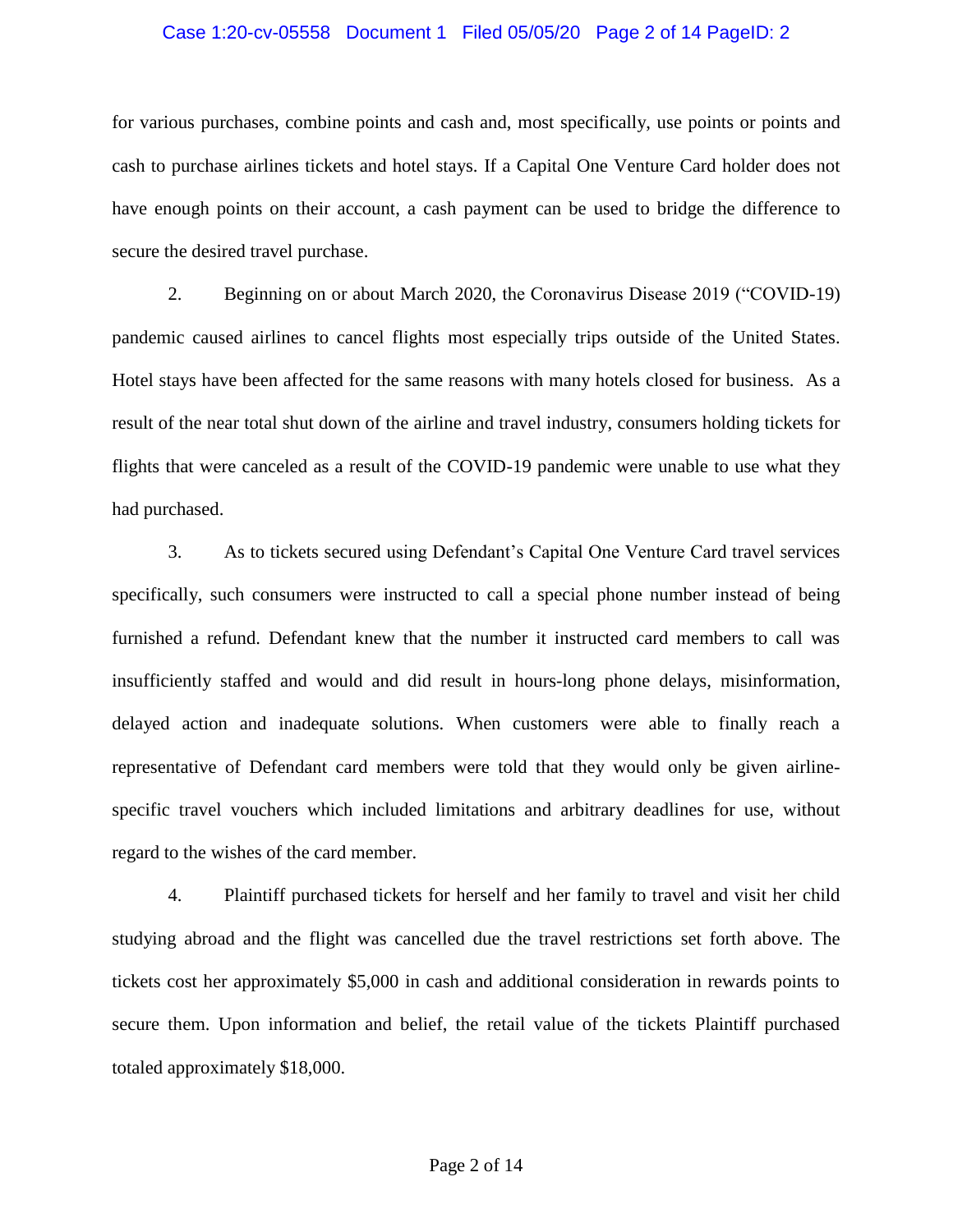for various purchases, combine points and cash and, most specifically, use points or points and cash to purchase airlines tickets and hotel stays. If a Capital One Venture Card holder does not have enough points on their account, a cash payment can be used to bridge the difference to secure the desired travel purchase.

2. Beginning on or about March 2020, the Coronavirus Disease 2019 ("COVID-19) pandemic caused airlines to cancel flights most especially trips outside of the United States. Hotel stays have been affected for the same reasons with many hotels closed for business. As a result of the near total shut down of the airline and travel industry, consumers holding tickets for flights that were canceled as a result of the COVID-19 pandemic were unable to use what they had purchased.

3. As to tickets secured using Defendant's Capital One Venture Card travel services specifically, such consumers were instructed to call a special phone number instead of being furnished a refund. Defendant knew that the number it instructed card members to call was insufficiently staffed and would and did result in hours-long phone delays, misinformation, delayed action and inadequate solutions. When customers were able to finally reach a representative of Defendant card members were told that they would only be given airline-specific travel vouchers which included limitations and arbitrary deadlines for use, without regard to the wishes of the card member.

4. Plaintiff purchased tickets for herself and her family to travel and visit her child studying abroad and the flight was cancelled due the travel restrictions set forth above. The tickets cost her approximately $5,000 in cash and additional consideration in rewards points to secure them. Upon information and belief, the retail value of the tickets Plaintiff purchased totaled approximately $18,000.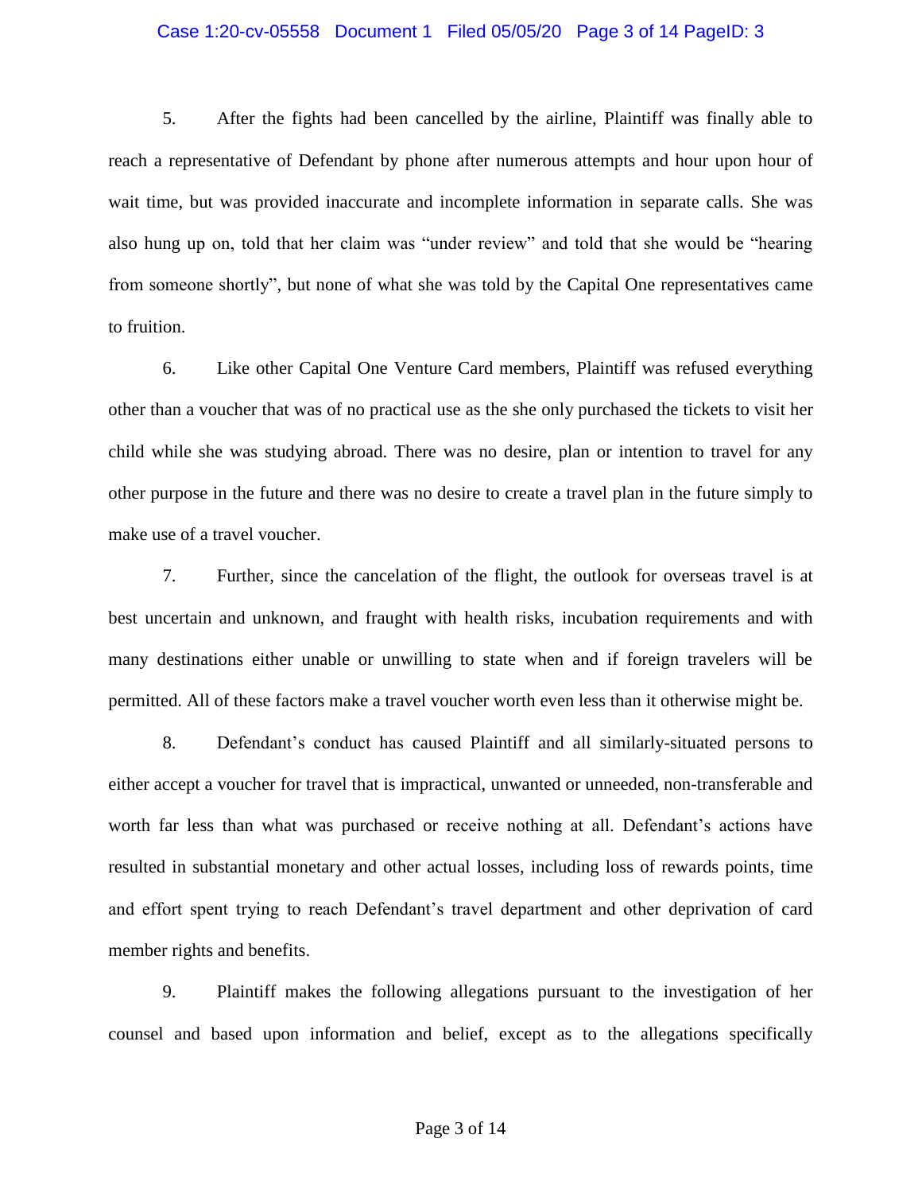5. After the fights had been cancelled by the airline, Plaintiff was finally able to reach a representative of Defendant by phone after numerous attempts and hour upon hour of wait time, but was provided inaccurate and incomplete information in separate calls. She was also hung up on, told that her claim was "under review" and told that she would be "hearing from someone shortly", but none of what she was told by the Capital One representatives came to fruition.

6. Like other Capital One Venture Card members, Plaintiff was refused everything other than a voucher that was of no practical use as the she only purchased the tickets to visit her child while she was studying abroad. There was no desire, plan or intention to travel for any other purpose in the future and there was no desire to create a travel plan in the future simply to make use of a travel voucher.

7. Further, since the cancelation of the flight, the outlook for overseas travel is at best uncertain and unknown, and fraught with health risks, incubation requirements and with many destinations either unable or unwilling to state when and if foreign travelers will be permitted. All of these factors make a travel voucher worth even less than it otherwise might be.

8. Defendant's conduct has caused Plaintiff and all similarly-situated persons to either accept a voucher for travel that is impractical, unwanted or unneeded, non-transferable and worth far less than what was purchased or receive nothing at all. Defendant's actions have resulted in substantial monetary and other actual losses, including loss of rewards points, time and effort spent trying to reach Defendant's travel department and other deprivation of card member rights and benefits.

9. Plaintiff makes the following allegations pursuant to the investigation of her counsel and based upon information and belief, except as to the allegations specifically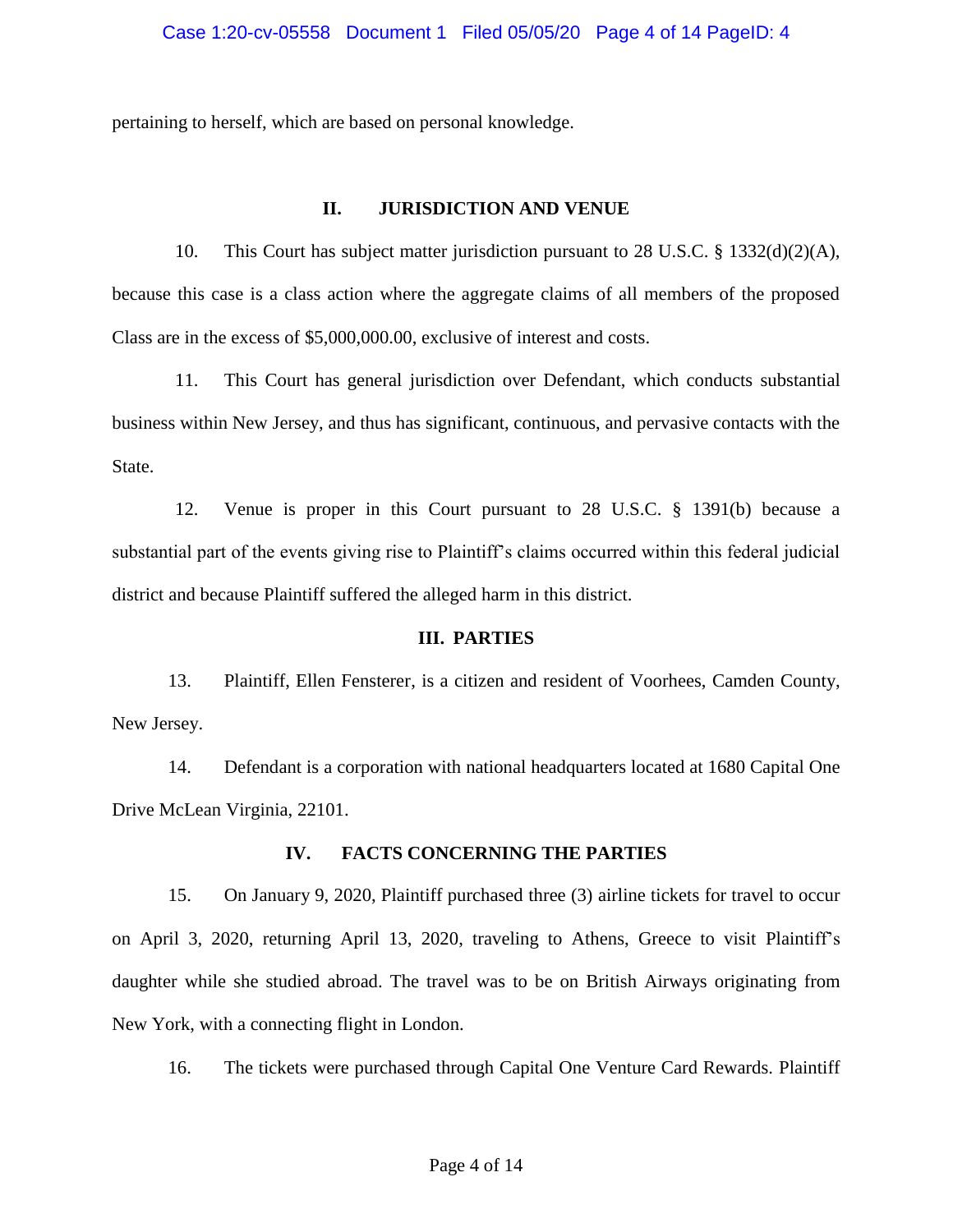pertaining to herself, which are based on personal knowledge.

## II. JURISDICTION AND VENUE

10. This Court has subject matter jurisdiction pursuant to 28 U.S.C. § 1332(d)(2)(A), because this case is a class action where the aggregate claims of all members of the proposed Class are in the excess of $5,000,000.00, exclusive of interest and costs.

11. This Court has general jurisdiction over Defendant, which conducts substantial business within New Jersey, and thus has significant, continuous, and pervasive contacts with the State.

12. Venue is proper in this Court pursuant to 28 U.S.C. § 1391(b) because a substantial part of the events giving rise to Plaintiff's claims occurred within this federal judicial district and because Plaintiff suffered the alleged harm in this district.

## III. PARTIES

13. Plaintiff, Ellen Fensterer, is a citizen and resident of Voorhees, Camden County, New Jersey.

14. Defendant is a corporation with national headquarters located at 1680 Capital One Drive McLean Virginia, 22101.

## IV. FACTS CONCERNING THE PARTIES

15. On January 9, 2020, Plaintiff purchased three (3) airline tickets for travel to occur on April 3, 2020, returning April 13, 2020, traveling to Athens, Greece to visit Plaintiff's daughter while she studied abroad. The travel was to be on British Airways originating from New York, with a connecting flight in London.

16. The tickets were purchased through Capital One Venture Card Rewards. Plaintiff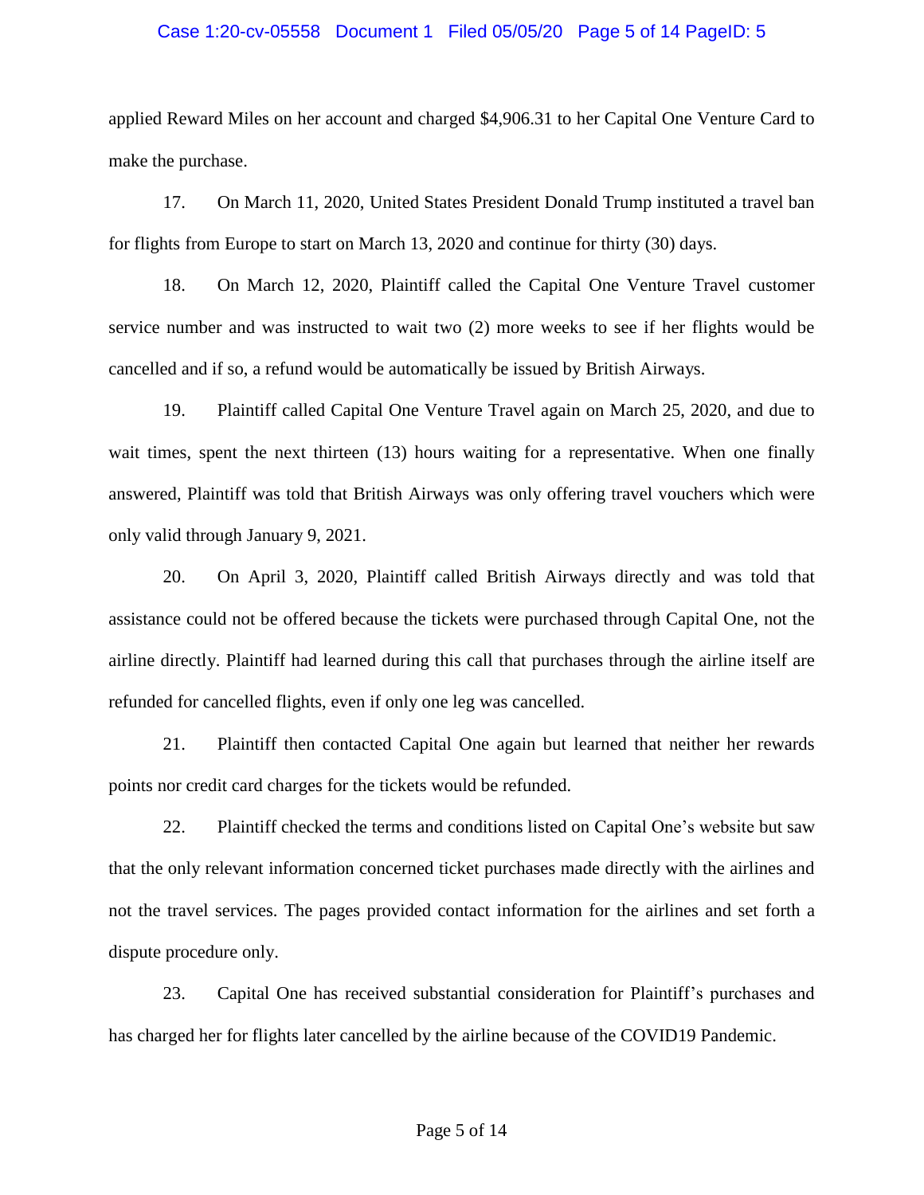applied Reward Miles on her account and charged $4,906.31 to her Capital One Venture Card to make the purchase.

17. On March 11, 2020, United States President Donald Trump instituted a travel ban for flights from Europe to start on March 13, 2020 and continue for thirty (30) days.

18. On March 12, 2020, Plaintiff called the Capital One Venture Travel customer service number and was instructed to wait two (2) more weeks to see if her flights would be cancelled and if so, a refund would be automatically be issued by British Airways.

19. Plaintiff called Capital One Venture Travel again on March 25, 2020, and due to wait times, spent the next thirteen (13) hours waiting for a representative. When one finally answered, Plaintiff was told that British Airways was only offering travel vouchers which were only valid through January 9, 2021.

20. On April 3, 2020, Plaintiff called British Airways directly and was told that assistance could not be offered because the tickets were purchased through Capital One, not the airline directly. Plaintiff had learned during this call that purchases through the airline itself are refunded for cancelled flights, even if only one leg was cancelled.

21. Plaintiff then contacted Capital One again but learned that neither her rewards points nor credit card charges for the tickets would be refunded.

22. Plaintiff checked the terms and conditions listed on Capital One's website but saw that the only relevant information concerned ticket purchases made directly with the airlines and not the travel services. The pages provided contact information for the airlines and set forth a dispute procedure only.

23. Capital One has received substantial consideration for Plaintiff's purchases and has charged her for flights later cancelled by the airline because of the COVID19 Pandemic.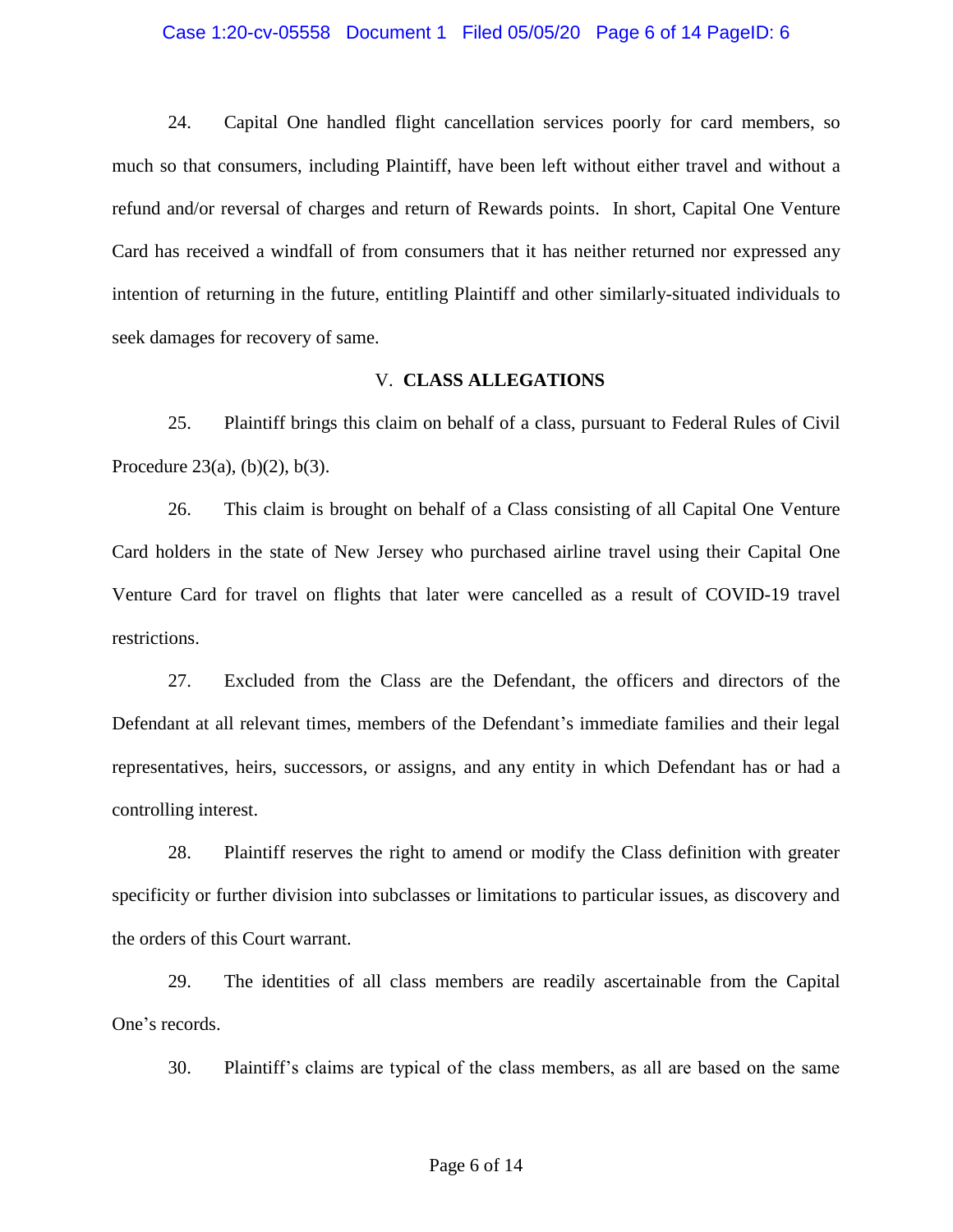24. Capital One handled flight cancellation services poorly for card members, so much so that consumers, including Plaintiff, have been left without either travel and without a refund and/or reversal of charges and return of Rewards points. In short, Capital One Venture Card has received a windfall of from consumers that it has neither returned nor expressed any intention of returning in the future, entitling Plaintiff and other similarly-situated individuals to seek damages for recovery of same.

## V. **CLASS ALLEGATIONS**

25. Plaintiff brings this claim on behalf of a class, pursuant to Federal Rules of Civil Procedure 23(a), (b)(2), b(3).

26. This claim is brought on behalf of a Class consisting of all Capital One Venture Card holders in the state of New Jersey who purchased airline travel using their Capital One Venture Card for travel on flights that later were cancelled as a result of COVID-19 travel restrictions.

27. Excluded from the Class are the Defendant, the officers and directors of the Defendant at all relevant times, members of the Defendant's immediate families and their legal representatives, heirs, successors, or assigns, and any entity in which Defendant has or had a controlling interest.

28. Plaintiff reserves the right to amend or modify the Class definition with greater specificity or further division into subclasses or limitations to particular issues, as discovery and the orders of this Court warrant.

29. The identities of all class members are readily ascertainable from the Capital One's records.

30. Plaintiff's claims are typical of the class members, as all are based on the same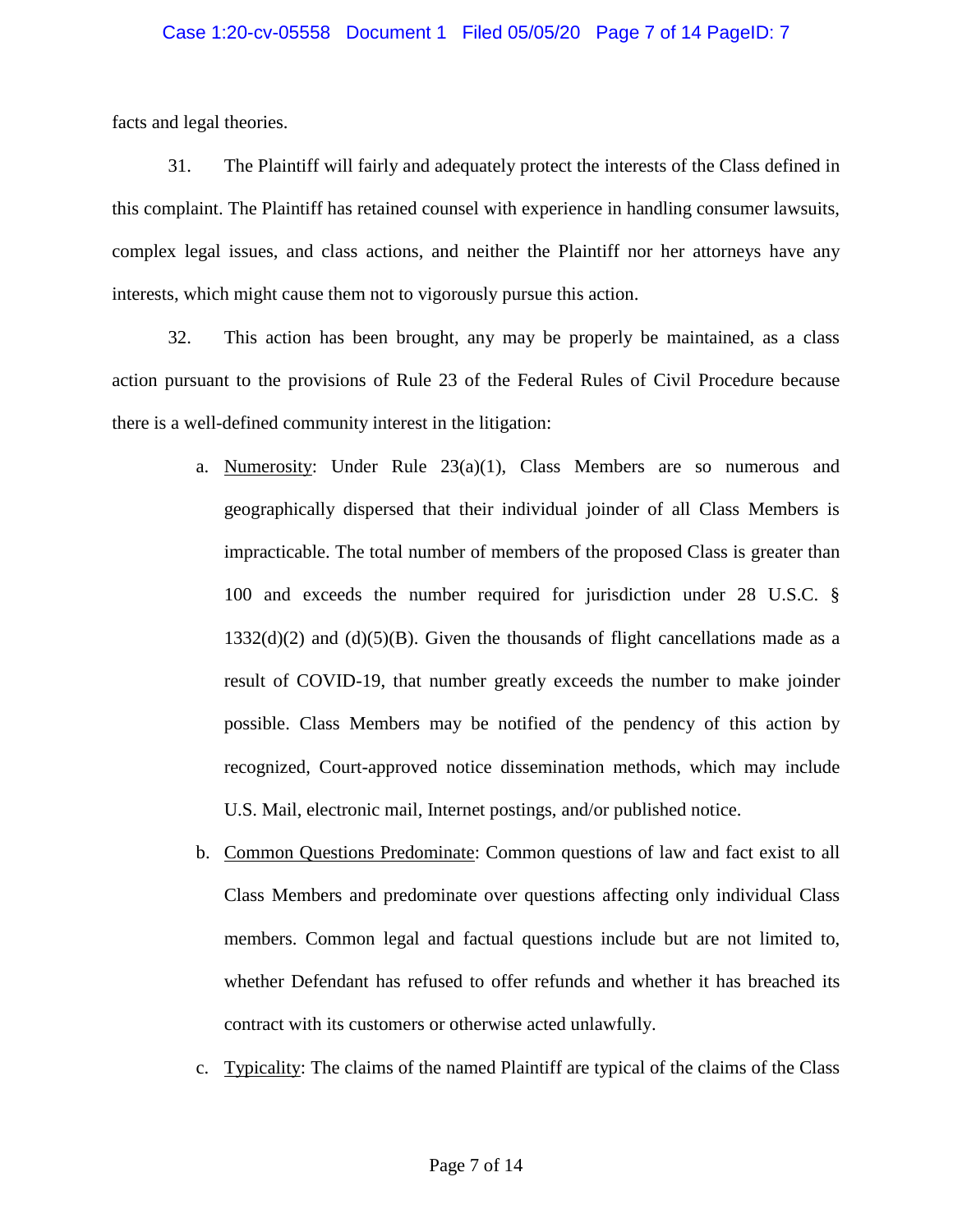facts and legal theories.

31. The Plaintiff will fairly and adequately protect the interests of the Class defined in this complaint. The Plaintiff has retained counsel with experience in handling consumer lawsuits, complex legal issues, and class actions, and neither the Plaintiff nor her attorneys have any interests, which might cause them not to vigorously pursue this action.

32. This action has been brought, any may be properly be maintained, as a class action pursuant to the provisions of Rule 23 of the Federal Rules of Civil Procedure because there is a well-defined community interest in the litigation:

a. Numerosity: Under Rule 23(a)(1), Class Members are so numerous and geographically dispersed that their individual joinder of all Class Members is impracticable. The total number of members of the proposed Class is greater than 100 and exceeds the number required for jurisdiction under 28 U.S.C. § 1332(d)(2) and (d)(5)(B). Given the thousands of flight cancellations made as a result of COVID-19, that number greatly exceeds the number to make joinder possible. Class Members may be notified of the pendency of this action by recognized, Court-approved notice dissemination methods, which may include U.S. Mail, electronic mail, Internet postings, and/or published notice.

b. Common Questions Predominate: Common questions of law and fact exist to all Class Members and predominate over questions affecting only individual Class members. Common legal and factual questions include but are not limited to, whether Defendant has refused to offer refunds and whether it has breached its contract with its customers or otherwise acted unlawfully.

c. Typicality: The claims of the named Plaintiff are typical of the claims of the Class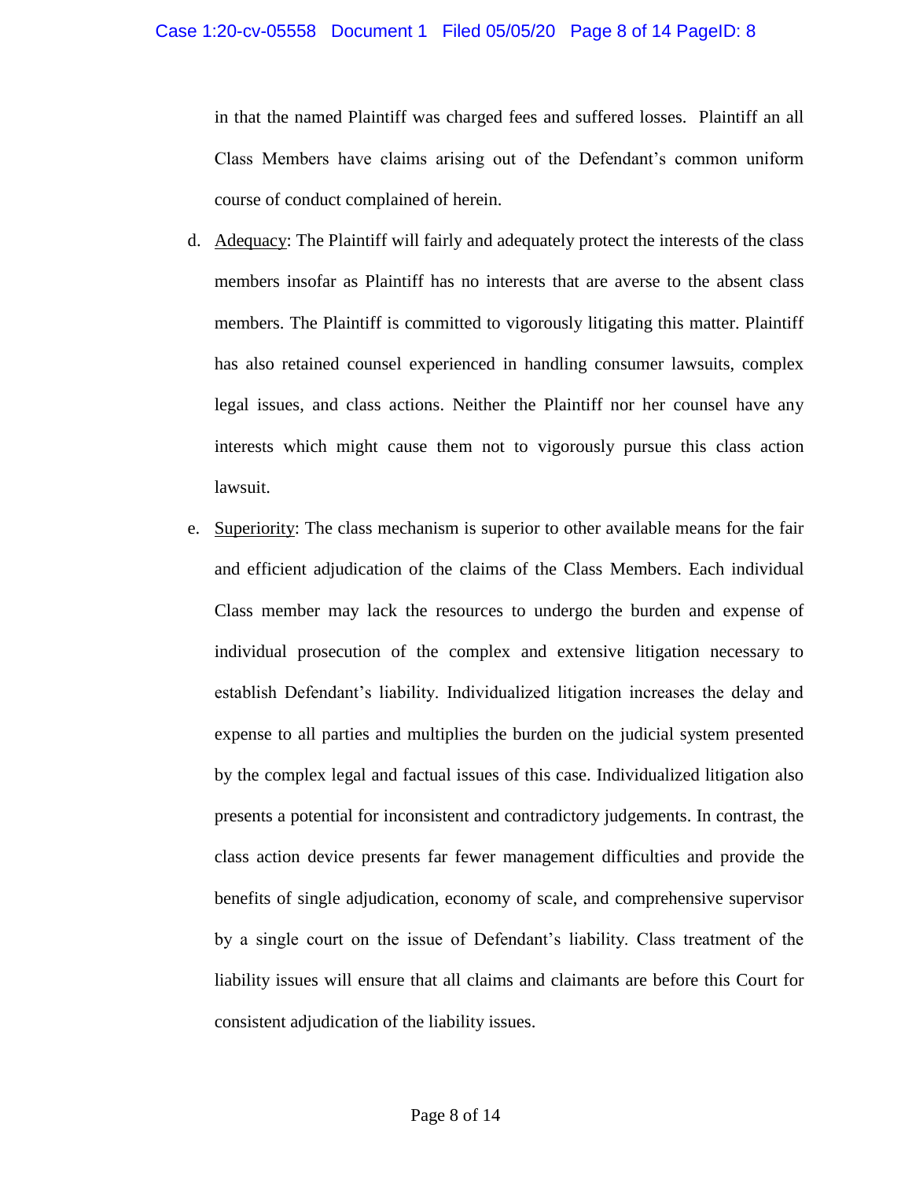in that the named Plaintiff was charged fees and suffered losses. Plaintiff an all Class Members have claims arising out of the Defendant's common uniform course of conduct complained of herein.

d. Adequacy: The Plaintiff will fairly and adequately protect the interests of the class members insofar as Plaintiff has no interests that are averse to the absent class members. The Plaintiff is committed to vigorously litigating this matter. Plaintiff has also retained counsel experienced in handling consumer lawsuits, complex legal issues, and class actions. Neither the Plaintiff nor her counsel have any interests which might cause them not to vigorously pursue this class action lawsuit.

e. Superiority: The class mechanism is superior to other available means for the fair and efficient adjudication of the claims of the Class Members. Each individual Class member may lack the resources to undergo the burden and expense of individual prosecution of the complex and extensive litigation necessary to establish Defendant's liability. Individualized litigation increases the delay and expense to all parties and multiplies the burden on the judicial system presented by the complex legal and factual issues of this case. Individualized litigation also presents a potential for inconsistent and contradictory judgements. In contrast, the class action device presents far fewer management difficulties and provide the benefits of single adjudication, economy of scale, and comprehensive supervisor by a single court on the issue of Defendant's liability. Class treatment of the liability issues will ensure that all claims and claimants are before this Court for consistent adjudication of the liability issues.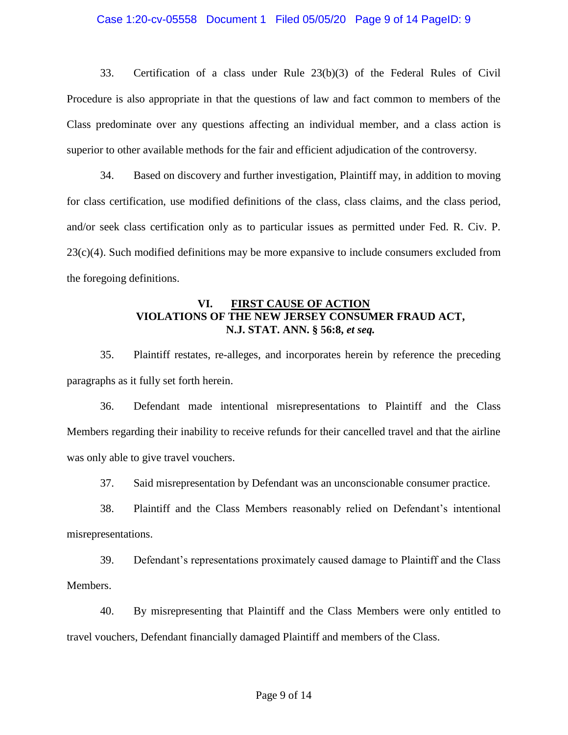33. Certification of a class under Rule 23(b)(3) of the Federal Rules of Civil Procedure is also appropriate in that the questions of law and fact common to members of the Class predominate over any questions affecting an individual member, and a class action is superior to other available methods for the fair and efficient adjudication of the controversy.

34. Based on discovery and further investigation, Plaintiff may, in addition to moving for class certification, use modified definitions of the class, class claims, and the class period, and/or seek class certification only as to particular issues as permitted under Fed. R. Civ. P. 23(c)(4). Such modified definitions may be more expansive to include consumers excluded from the foregoing definitions.

## VI. <u>FIRST CAUSE OF ACTION</u> VIOLATIONS OF THE NEW JERSEY CONSUMER FRAUD ACT, N.J. STAT. ANN. § 56:8, *et seq.*

35. Plaintiff restates, re-alleges, and incorporates herein by reference the preceding paragraphs as it fully set forth herein.

36. Defendant made intentional misrepresentations to Plaintiff and the Class Members regarding their inability to receive refunds for their cancelled travel and that the airline was only able to give travel vouchers.

37. Said misrepresentation by Defendant was an unconscionable consumer practice.

38. Plaintiff and the Class Members reasonably relied on Defendant's intentional misrepresentations.

39. Defendant's representations proximately caused damage to Plaintiff and the Class Members.

40. By misrepresenting that Plaintiff and the Class Members were only entitled to travel vouchers, Defendant financially damaged Plaintiff and members of the Class.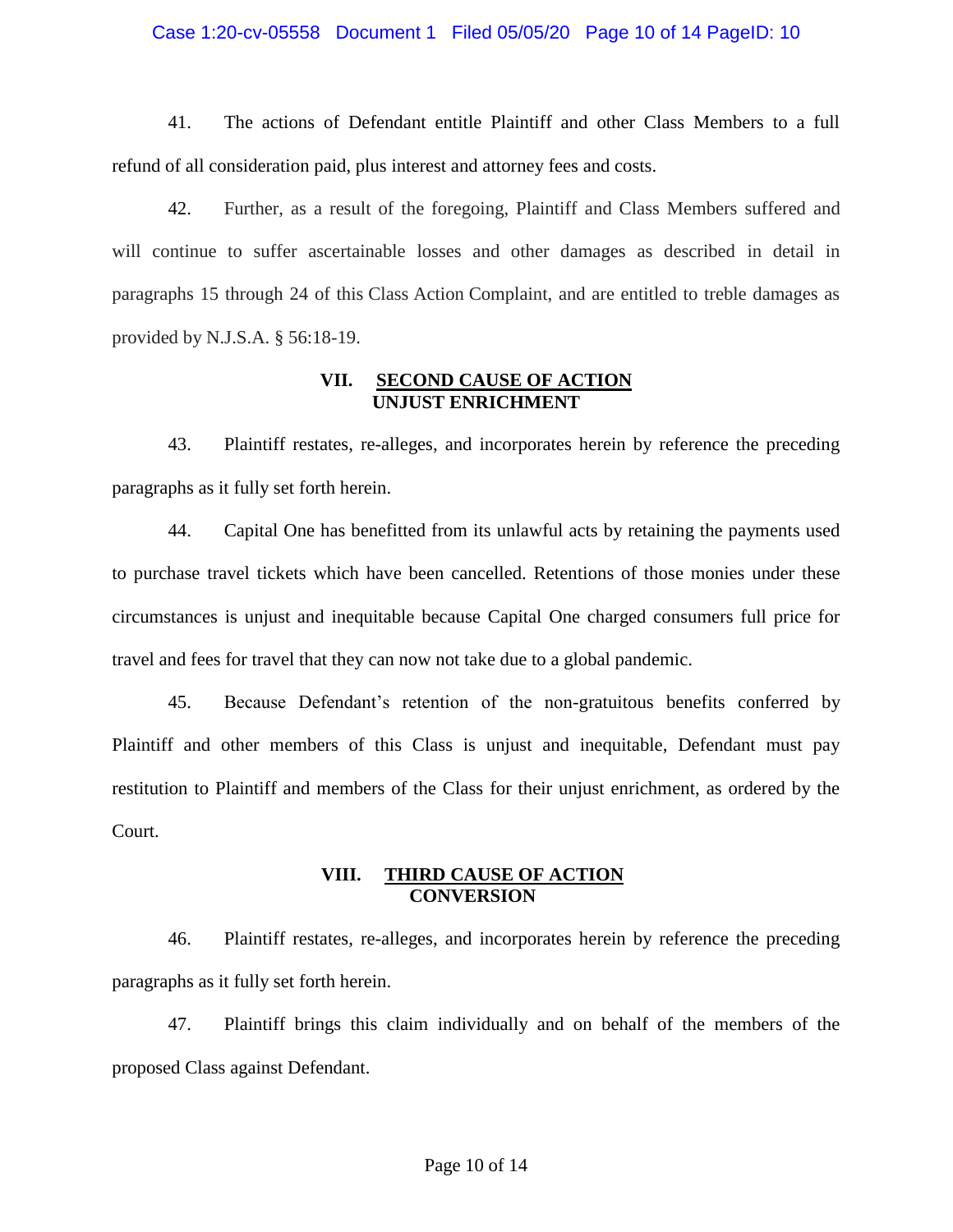41. The actions of Defendant entitle Plaintiff and other Class Members to a full refund of all consideration paid, plus interest and attorney fees and costs.

42. Further, as a result of the foregoing, Plaintiff and Class Members suffered and will continue to suffer ascertainable losses and other damages as described in detail in paragraphs 15 through 24 of this Class Action Complaint, and are entitled to treble damages as provided by N.J.S.A. § 56:18-19.

## VII. SECOND CAUSE OF ACTION
## UNJUST ENRICHMENT

43. Plaintiff restates, re-alleges, and incorporates herein by reference the preceding paragraphs as it fully set forth herein.

44. Capital One has benefitted from its unlawful acts by retaining the payments used to purchase travel tickets which have been cancelled. Retentions of those monies under these circumstances is unjust and inequitable because Capital One charged consumers full price for travel and fees for travel that they can now not take due to a global pandemic.

45. Because Defendant's retention of the non-gratuitous benefits conferred by Plaintiff and other members of this Class is unjust and inequitable, Defendant must pay restitution to Plaintiff and members of the Class for their unjust enrichment, as ordered by the Court.

## VIII. THIRD CAUSE OF ACTION
## CONVERSION

46. Plaintiff restates, re-alleges, and incorporates herein by reference the preceding paragraphs as it fully set forth herein.

47. Plaintiff brings this claim individually and on behalf of the members of the proposed Class against Defendant.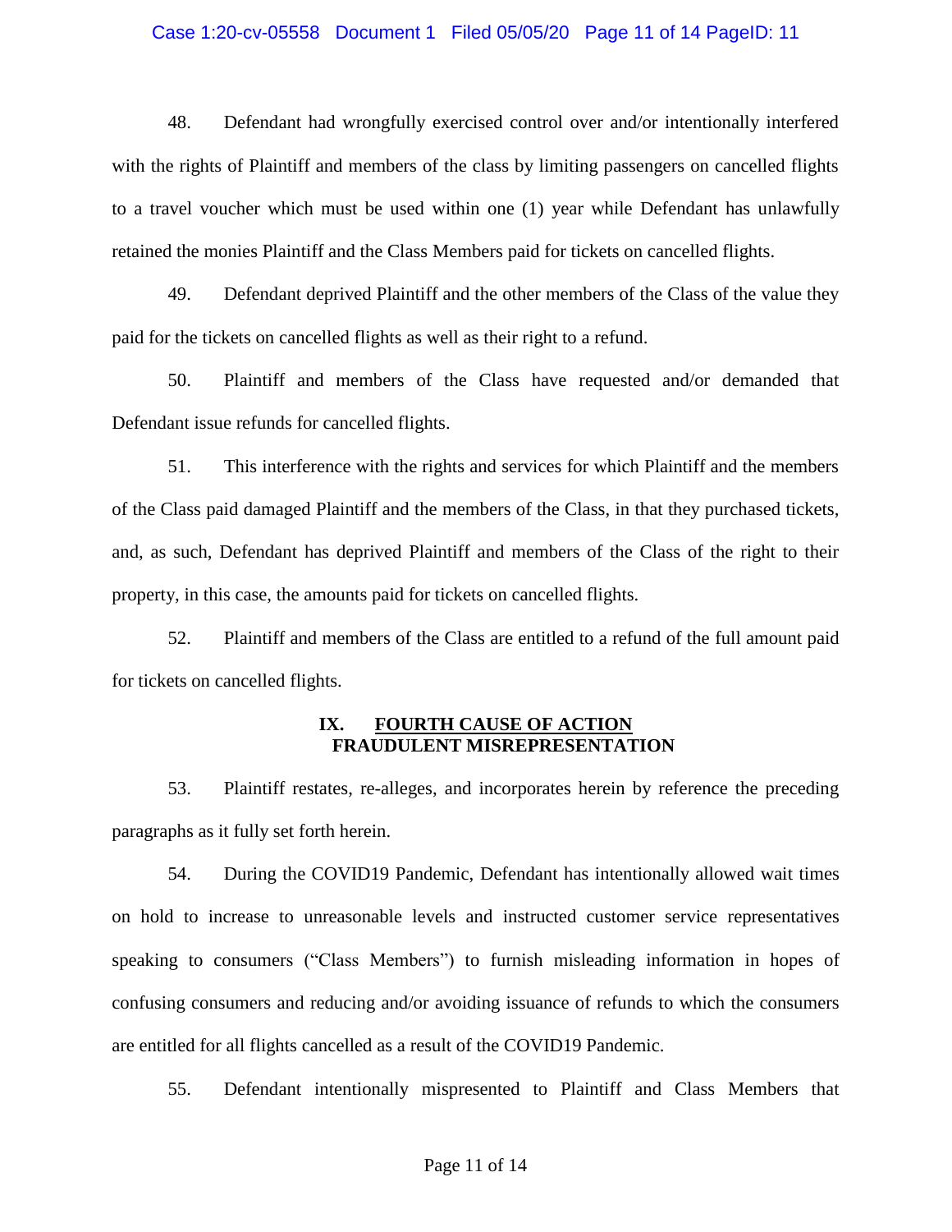48. Defendant had wrongfully exercised control over and/or intentionally interfered with the rights of Plaintiff and members of the class by limiting passengers on cancelled flights to a travel voucher which must be used within one (1) year while Defendant has unlawfully retained the monies Plaintiff and the Class Members paid for tickets on cancelled flights.

49. Defendant deprived Plaintiff and the other members of the Class of the value they paid for the tickets on cancelled flights as well as their right to a refund.

50. Plaintiff and members of the Class have requested and/or demanded that Defendant issue refunds for cancelled flights.

51. This interference with the rights and services for which Plaintiff and the members of the Class paid damaged Plaintiff and the members of the Class, in that they purchased tickets, and, as such, Defendant has deprived Plaintiff and members of the Class of the right to their property, in this case, the amounts paid for tickets on cancelled flights.

52. Plaintiff and members of the Class are entitled to a refund of the full amount paid for tickets on cancelled flights.

## IX. <u>FOURTH CAUSE OF ACTION</u> FRAUDULENT MISREPRESENTATION

53. Plaintiff restates, re-alleges, and incorporates herein by reference the preceding paragraphs as it fully set forth herein.

54. During the COVID19 Pandemic, Defendant has intentionally allowed wait times on hold to increase to unreasonable levels and instructed customer service representatives speaking to consumers ("Class Members") to furnish misleading information in hopes of confusing consumers and reducing and/or avoiding issuance of refunds to which the consumers are entitled for all flights cancelled as a result of the COVID19 Pandemic.

55. Defendant intentionally mispresented to Plaintiff and Class Members that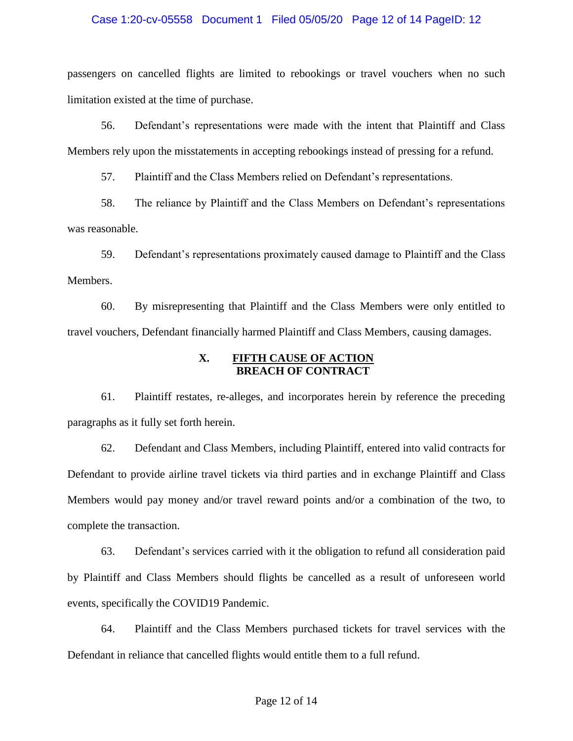passengers on cancelled flights are limited to rebookings or travel vouchers when no such limitation existed at the time of purchase.

56. Defendant's representations were made with the intent that Plaintiff and Class Members rely upon the misstatements in accepting rebookings instead of pressing for a refund.

57. Plaintiff and the Class Members relied on Defendant's representations.

58. The reliance by Plaintiff and the Class Members on Defendant's representations was reasonable.

59. Defendant's representations proximately caused damage to Plaintiff and the Class Members.

60. By misrepresenting that Plaintiff and the Class Members were only entitled to travel vouchers, Defendant financially harmed Plaintiff and Class Members, causing damages.

## X. FIFTH CAUSE OF ACTION BREACH OF CONTRACT

61. Plaintiff restates, re-alleges, and incorporates herein by reference the preceding paragraphs as it fully set forth herein.

62. Defendant and Class Members, including Plaintiff, entered into valid contracts for Defendant to provide airline travel tickets via third parties and in exchange Plaintiff and Class Members would pay money and/or travel reward points and/or a combination of the two, to complete the transaction.

63. Defendant's services carried with it the obligation to refund all consideration paid by Plaintiff and Class Members should flights be cancelled as a result of unforeseen world events, specifically the COVID19 Pandemic.

64. Plaintiff and the Class Members purchased tickets for travel services with the Defendant in reliance that cancelled flights would entitle them to a full refund.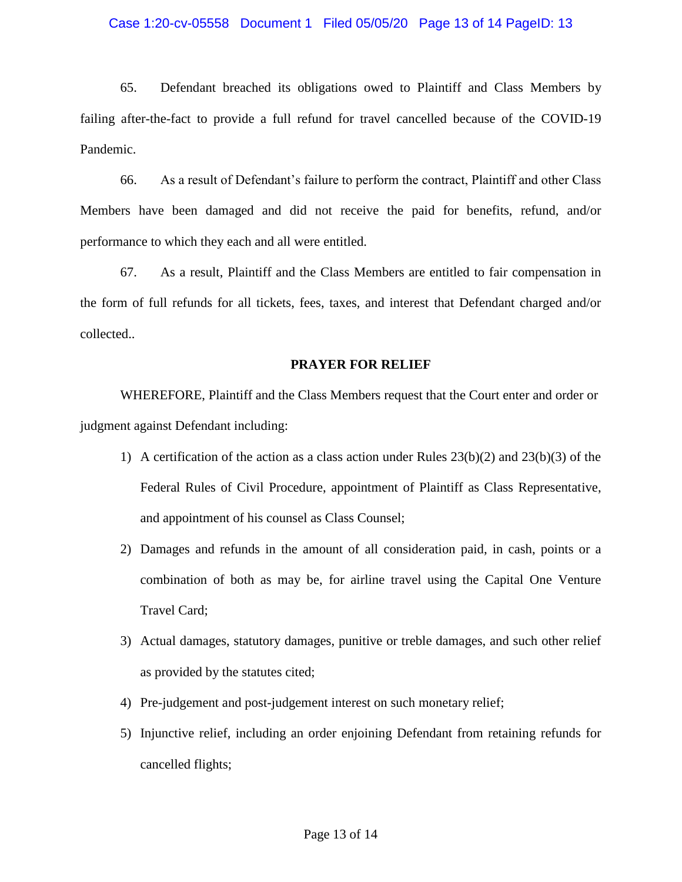65. Defendant breached its obligations owed to Plaintiff and Class Members by failing after-the-fact to provide a full refund for travel cancelled because of the COVID-19 Pandemic.

66. As a result of Defendant's failure to perform the contract, Plaintiff and other Class Members have been damaged and did not receive the paid for benefits, refund, and/or performance to which they each and all were entitled.

67. As a result, Plaintiff and the Class Members are entitled to fair compensation in the form of full refunds for all tickets, fees, taxes, and interest that Defendant charged and/or collected..

**PRAYER FOR RELIEF**

WHEREFORE, Plaintiff and the Class Members request that the Court enter and order or judgment against Defendant including:

1) A certification of the action as a class action under Rules 23(b)(2) and 23(b)(3) of the Federal Rules of Civil Procedure, appointment of Plaintiff as Class Representative, and appointment of his counsel as Class Counsel;

2) Damages and refunds in the amount of all consideration paid, in cash, points or a combination of both as may be, for airline travel using the Capital One Venture Travel Card;

3) Actual damages, statutory damages, punitive or treble damages, and such other relief as provided by the statutes cited;

4) Pre-judgement and post-judgement interest on such monetary relief;

5) Injunctive relief, including an order enjoining Defendant from retaining refunds for cancelled flights;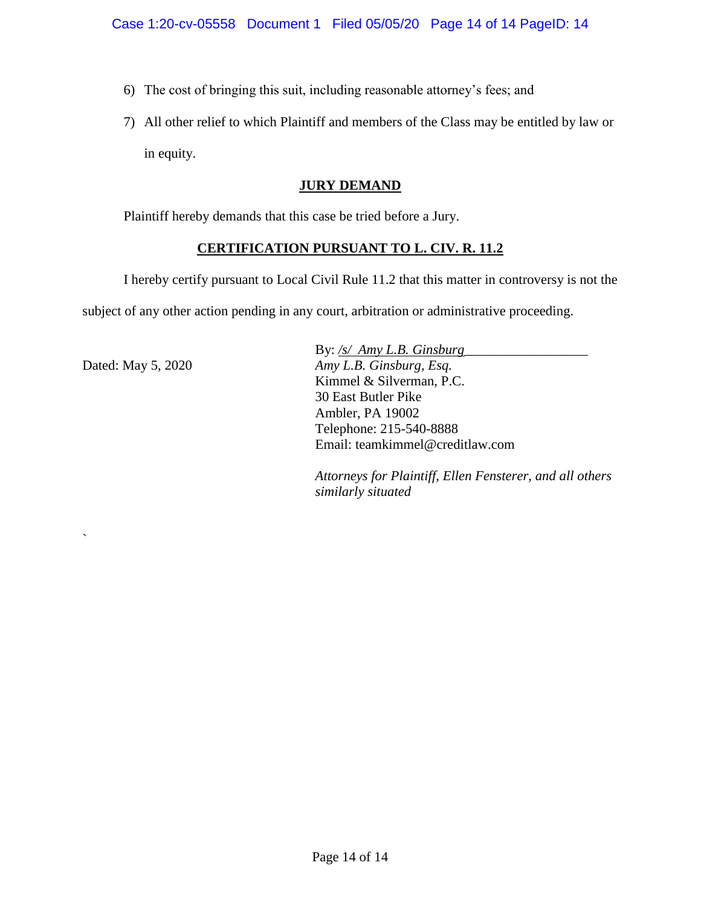6) The cost of bringing this suit, including reasonable attorney's fees; and

7) All other relief to which Plaintiff and members of the Class may be entitled by law or in equity.

## JURY DEMAND

Plaintiff hereby demands that this case be tried before a Jury.

## CERTIFICATION PURSUANT TO L. CIV. R. 11.2

I hereby certify pursuant to Local Civil Rule 11.2 that this matter in controversy is not the subject of any other action pending in any court, arbitration or administrative proceeding.

Dated: May 5, 2020

By: */s/ Amy L.B. Ginsburg*
*Amy L.B. Ginsburg, Esq.*
Kimmel & Silverman, P.C.
30 East Butler Pike
Ambler, PA 19002
Telephone: 215-540-8888
Email: teamkimmel@creditlaw.com

*Attorneys for Plaintiff, Ellen Fensterer, and all others similarly situated*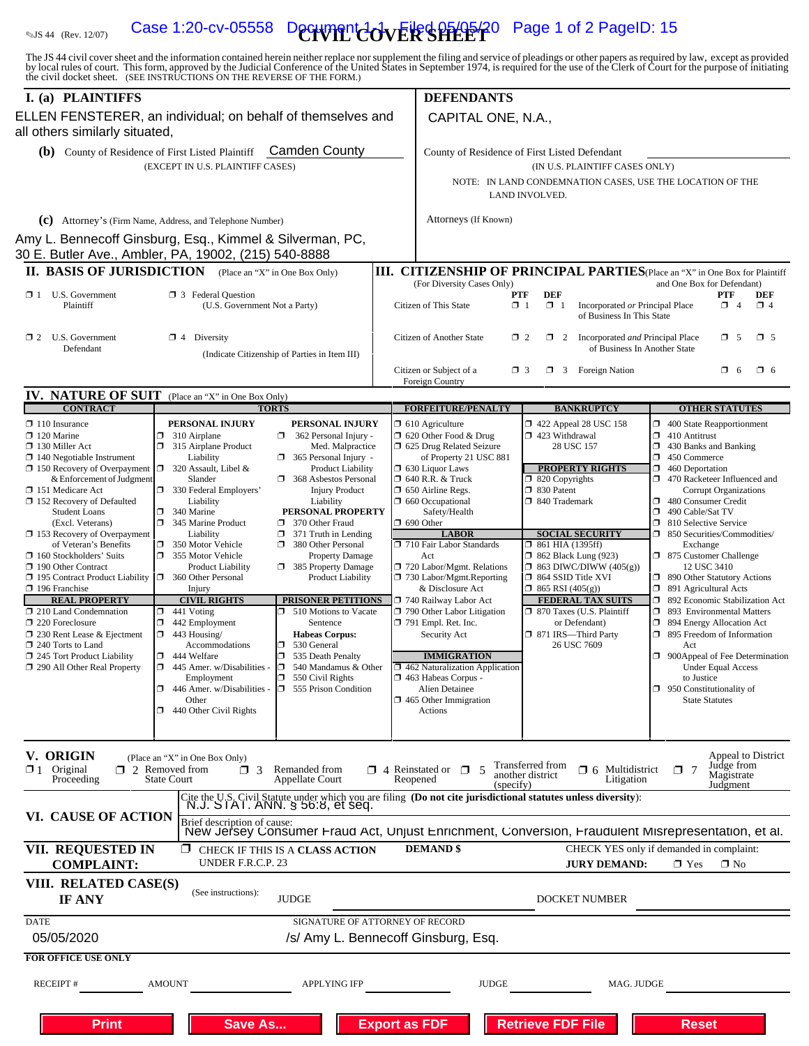JS 44 (Rev. 12/07)

# CIVIL COVER SHEET

The JS 44 civil cover sheet and the information contained herein neither replace nor supplement the filing and service of pleadings or other papers as required by law, except as provided by local rules of court. This form, approved by the Judicial Conference of the United States in September 1974, is required for the use of the Clerk of Court for the purpose of initiating the civil docket sheet. (SEE INSTRUCTIONS ON THE REVERSE OF THE FORM.)

## I. (a) PLAINTIFFS

ELLEN FENSTERER, an individual; on behalf of themselves and all others similarly situated,

**(b)** County of Residence of First Listed Plaintiff Camden County
(EXCEPT IN U.S. PLAINTIFF CASES)

**(c)** Attorney's (Firm Name, Address, and Telephone Number)

Amy L. Bennecoff Ginsburg, Esq., Kimmel & Silverman, PC, 30 E. Butler Ave., Ambler, PA, 19002, (215) 540-8888

## DEFENDANTS

CAPITAL ONE, N.A.,

County of Residence of First Listed Defendant
(IN U.S. PLAINTIFF CASES ONLY)

NOTE: IN LAND CONDEMNATION CASES, USE THE LOCATION OF THE LAND INVOLVED.

Attorneys (If Known)

## II. BASIS OF JURISDICTION (Place an "X" in One Box Only)

- ☐ 1 U.S. Government Plaintiff
- ☐ 3 Federal Question (U.S. Government Not a Party)
- ☐ 2 U.S. Government Defendant
- ☐ 4 Diversity (Indicate Citizenship of Parties in Item III)

## III. CITIZENSHIP OF PRINCIPAL PARTIES (Place an "X" in One Box for Plaintiff and One Box for Defendant) (For Diversity Cases Only)

| | PTF | DEF | | PTF | DEF |
|---|---|---|---|---|---|
| Citizen of This State | ☐ 1 | ☐ 1 | Incorporated *or* Principal Place of Business In This State | ☐ 4 | ☐ 4 |
| Citizen of Another State | ☐ 2 | ☐ 2 | Incorporated *and* Principal Place of Business In Another State | ☐ 5 | ☐ 5 |
| Citizen or Subject of a Foreign Country | ☐ 3 | ☐ 3 | Foreign Nation | ☐ 6 | ☐ 6 |

## IV. NATURE OF SUIT (Place an "X" in One Box Only)

**CONTRACT**
- ☐ 110 Insurance
- ☐ 120 Marine
- ☐ 130 Miller Act
- ☐ 140 Negotiable Instrument
- ☐ 150 Recovery of Overpayment & Enforcement of Judgment
- ☐ 151 Medicare Act
- ☐ 152 Recovery of Defaulted Student Loans (Excl. Veterans)
- ☐ 153 Recovery of Overpayment of Veteran's Benefits
- ☐ 160 Stockholders' Suits
- ☐ 190 Other Contract
- ☐ 195 Contract Product Liability
- ☐ 196 Franchise

**REAL PROPERTY**
- ☐ 210 Land Condemnation
- ☐ 220 Foreclosure
- ☐ 230 Rent Lease & Ejectment
- ☐ 240 Torts to Land
- ☐ 245 Tort Product Liability
- ☐ 290 All Other Real Property

**TORTS**

PERSONAL INJURY
- ☐ 310 Airplane
- ☐ 315 Airplane Product Liability
- ☐ 320 Assault, Libel & Slander
- ☐ 330 Federal Employers' Liability
- ☐ 340 Marine
- ☐ 345 Marine Product Liability
- ☐ 350 Motor Vehicle
- ☐ 355 Motor Vehicle Product Liability
- ☐ 360 Other Personal Injury

PERSONAL INJURY
- ☐ 362 Personal Injury - Med. Malpractice
- ☐ 365 Personal Injury - Product Liability
- ☐ 368 Asbestos Personal Injury Product Liability

PERSONAL PROPERTY
- ☐ 370 Other Fraud
- ☐ 371 Truth in Lending
- ☐ 380 Other Personal Property Damage
- ☐ 385 Property Damage Product Liability

**CIVIL RIGHTS**
- ☐ 441 Voting
- ☐ 442 Employment
- ☐ 443 Housing/ Accommodations
- ☐ 444 Welfare
- ☐ 445 Amer. w/Disabilities - Employment
- ☐ 446 Amer. w/Disabilities - Other
- ☐ 440 Other Civil Rights

**PRISONER PETITIONS**
- ☐ 510 Motions to Vacate Sentence

Habeas Corpus:
- ☐ 530 General
- ☐ 535 Death Penalty
- ☐ 540 Mandamus & Other
- ☐ 550 Civil Rights
- ☐ 555 Prison Condition

**FORFEITURE/PENALTY**
- ☐ 610 Agriculture
- ☐ 620 Other Food & Drug
- ☐ 625 Drug Related Seizure of Property 21 USC 881
- ☐ 630 Liquor Laws
- ☐ 640 R.R. & Truck
- ☐ 650 Airline Regs.
- ☐ 660 Occupational Safety/Health
- ☐ 690 Other

**LABOR**
- ☐ 710 Fair Labor Standards Act
- ☐ 720 Labor/Mgmt. Relations
- ☐ 730 Labor/Mgmt.Reporting & Disclosure Act
- ☐ 740 Railway Labor Act
- ☐ 790 Other Labor Litigation
- ☐ 791 Empl. Ret. Inc. Security Act

**IMMIGRATION**
- ☐ 462 Naturalization Application
- ☐ 463 Habeas Corpus - Alien Detainee
- ☐ 465 Other Immigration Actions

**BANKRUPTCY**
- ☐ 422 Appeal 28 USC 158
- ☐ 423 Withdrawal 28 USC 157

**PROPERTY RIGHTS**
- ☐ 820 Copyrights
- ☐ 830 Patent
- ☐ 840 Trademark

**SOCIAL SECURITY**
- ☐ 861 HIA (1395ff)
- ☐ 862 Black Lung (923)
- ☐ 863 DIWC/DIWW (405(g))
- ☐ 864 SSID Title XVI
- ☐ 865 RSI (405(g))

**FEDERAL TAX SUITS**
- ☐ 870 Taxes (U.S. Plaintiff or Defendant)
- ☐ 871 IRS—Third Party 26 USC 7609

**OTHER STATUTES**
- ☐ 400 State Reapportionment
- ☐ 410 Antitrust
- ☐ 430 Banks and Banking
- ☐ 450 Commerce
- ☐ 460 Deportation
- ☐ 470 Racketeer Influenced and Corrupt Organizations
- ☐ 480 Consumer Credit
- ☐ 490 Cable/Sat TV
- ☐ 810 Selective Service
- ☐ 850 Securities/Commodities/ Exchange
- ☐ 875 Customer Challenge 12 USC 3410
- ☐ 890 Other Statutory Actions
- ☐ 891 Agricultural Acts
- ☐ 892 Economic Stabilization Act
- ☐ 893 Environmental Matters
- ☐ 894 Energy Allocation Act
- ☐ 895 Freedom of Information Act
- ☐ 900Appeal of Fee Determination Under Equal Access to Justice
- ☐ 950 Constitutionality of State Statutes

## V. ORIGIN (Place an "X" in One Box Only)

- ☐ 1 Original Proceeding
- ☐ 2 Removed from State Court
- ☐ 3 Remanded from Appellate Court
- ☐ 4 Reinstated or Reopened
- ☐ 5 Transferred from another district (specify)
- ☐ 6 Multidistrict Litigation
- ☐ 7 Appeal to District Judge from Magistrate Judgment

## VI. CAUSE OF ACTION

Cite the U.S. Civil Statute under which you are filing **(Do not cite jurisdictional statutes unless diversity)**:
N.J. STAT. ANN. § 56:8, et seq.

Brief description of cause:
New Jersey Consumer Fraud Act, Unjust Enrichment, Conversion, Fraudulent Misrepresentation, et al.

## VII. REQUESTED IN COMPLAINT:

☐ CHECK IF THIS IS A CLASS ACTION UNDER F.R.C.P. 23

DEMAND $

CHECK YES only if demanded in complaint:
JURY DEMAND: ☐ Yes ☐ No

## VIII. RELATED CASE(S) IF ANY

(See instructions): JUDGE DOCKET NUMBER

DATE
05/05/2020

SIGNATURE OF ATTORNEY OF RECORD
/s/ Amy L. Bennecoff Ginsburg, Esq.

**FOR OFFICE USE ONLY**

RECEIPT # AMOUNT APPLYING IFP JUDGE MAG. JUDGE

Print | Save As... | Export as FDF | Retrieve FDF File | Reset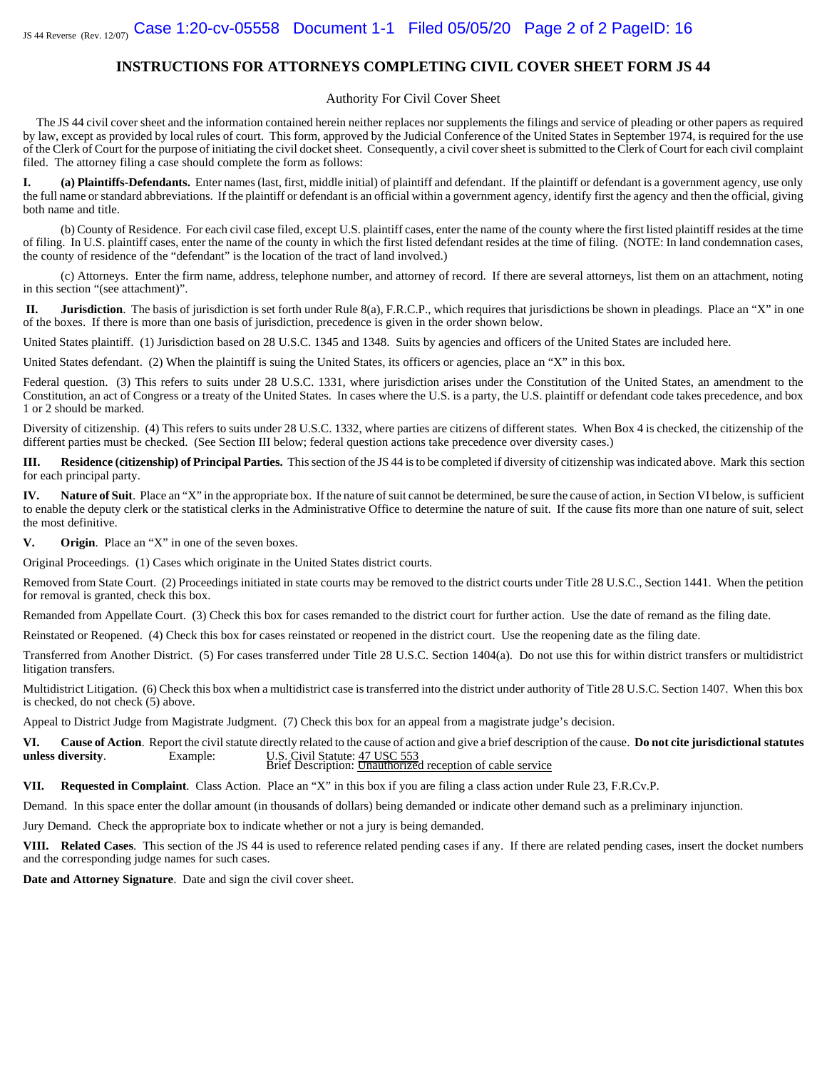# INSTRUCTIONS FOR ATTORNEYS COMPLETING CIVIL COVER SHEET FORM JS 44

Authority For Civil Cover Sheet

The JS 44 civil cover sheet and the information contained herein neither replaces nor supplements the filings and service of pleading or other papers as required by law, except as provided by local rules of court. This form, approved by the Judicial Conference of the United States in September 1974, is required for the use of the Clerk of Court for the purpose of initiating the civil docket sheet. Consequently, a civil cover sheet is submitted to the Clerk of Court for each civil complaint filed. The attorney filing a case should complete the form as follows:

**I. (a) Plaintiffs-Defendants.** Enter names (last, first, middle initial) of plaintiff and defendant. If the plaintiff or defendant is a government agency, use only the full name or standard abbreviations. If the plaintiff or defendant is an official within a government agency, identify first the agency and then the official, giving both name and title.

(b) County of Residence. For each civil case filed, except U.S. plaintiff cases, enter the name of the county where the first listed plaintiff resides at the time of filing. In U.S. plaintiff cases, enter the name of the county in which the first listed defendant resides at the time of filing. (NOTE: In land condemnation cases, the county of residence of the "defendant" is the location of the tract of land involved.)

(c) Attorneys. Enter the firm name, address, telephone number, and attorney of record. If there are several attorneys, list them on an attachment, noting in this section "(see attachment)".

**II. Jurisdiction**. The basis of jurisdiction is set forth under Rule 8(a), F.R.C.P., which requires that jurisdictions be shown in pleadings. Place an "X" in one of the boxes. If there is more than one basis of jurisdiction, precedence is given in the order shown below.

United States plaintiff. (1) Jurisdiction based on 28 U.S.C. 1345 and 1348. Suits by agencies and officers of the United States are included here.

United States defendant. (2) When the plaintiff is suing the United States, its officers or agencies, place an "X" in this box.

Federal question. (3) This refers to suits under 28 U.S.C. 1331, where jurisdiction arises under the Constitution of the United States, an amendment to the Constitution, an act of Congress or a treaty of the United States. In cases where the U.S. is a party, the U.S. plaintiff or defendant code takes precedence, and box 1 or 2 should be marked.

Diversity of citizenship. (4) This refers to suits under 28 U.S.C. 1332, where parties are citizens of different states. When Box 4 is checked, the citizenship of the different parties must be checked. (See Section III below; federal question actions take precedence over diversity cases.)

**III. Residence (citizenship) of Principal Parties.** This section of the JS 44 is to be completed if diversity of citizenship was indicated above. Mark this section for each principal party.

**IV. Nature of Suit**. Place an "X" in the appropriate box. If the nature of suit cannot be determined, be sure the cause of action, in Section VI below, is sufficient to enable the deputy clerk or the statistical clerks in the Administrative Office to determine the nature of suit. If the cause fits more than one nature of suit, select the most definitive.

**V. Origin**. Place an "X" in one of the seven boxes.

Original Proceedings. (1) Cases which originate in the United States district courts.

Removed from State Court. (2) Proceedings initiated in state courts may be removed to the district courts under Title 28 U.S.C., Section 1441. When the petition for removal is granted, check this box.

Remanded from Appellate Court. (3) Check this box for cases remanded to the district court for further action. Use the date of remand as the filing date.

Reinstated or Reopened. (4) Check this box for cases reinstated or reopened in the district court. Use the reopening date as the filing date.

Transferred from Another District. (5) For cases transferred under Title 28 U.S.C. Section 1404(a). Do not use this for within district transfers or multidistrict litigation transfers.

Multidistrict Litigation. (6) Check this box when a multidistrict case is transferred into the district under authority of Title 28 U.S.C. Section 1407. When this box is checked, do not check (5) above.

Appeal to District Judge from Magistrate Judgment. (7) Check this box for an appeal from a magistrate judge's decision.

**VI. Cause of Action**. Report the civil statute directly related to the cause of action and give a brief description of the cause. **Do not cite jurisdictional statutes unless diversity**. Example: U.S. Civil Statute: 47 USC 553
Brief Description: Unauthorized reception of cable service

**VII. Requested in Complaint**. Class Action. Place an "X" in this box if you are filing a class action under Rule 23, F.R.Cv.P.

Demand. In this space enter the dollar amount (in thousands of dollars) being demanded or indicate other demand such as a preliminary injunction.

Jury Demand. Check the appropriate box to indicate whether or not a jury is being demanded.

**VIII. Related Cases**. This section of the JS 44 is used to reference related pending cases if any. If there are related pending cases, insert the docket numbers and the corresponding judge names for such cases.

**Date and Attorney Signature**. Date and sign the civil cover sheet.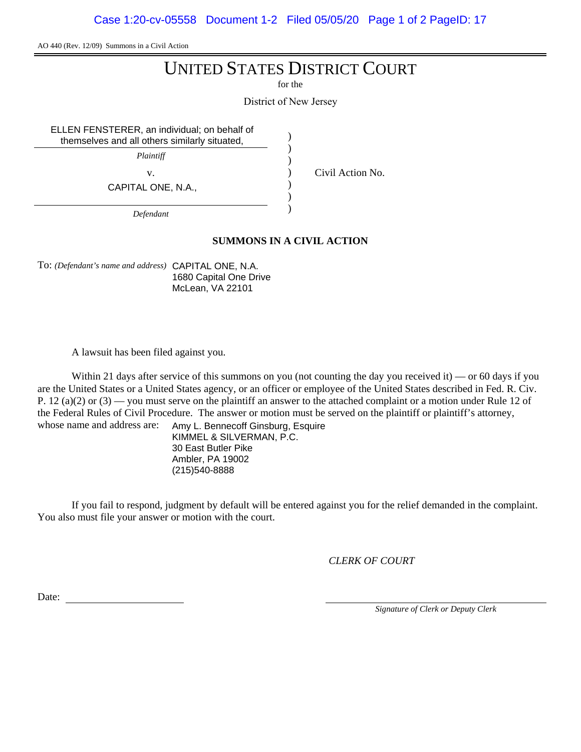AO 440 (Rev. 12/09) Summons in a Civil Action

# UNITED STATES DISTRICT COURT

for the

District of New Jersey

| | | |
|---|---|---|
| ELLEN FENSTERER, an individual; on behalf of themselves and all others similarly situated, | ) | |
| *Plaintiff* | ) | |
| v. | ) | Civil Action No. |
| CAPITAL ONE, N.A., | ) | |
| *Defendant* | ) | |

**SUMMONS IN A CIVIL ACTION**

To: *(Defendant's name and address)* CAPITAL ONE, N.A.
1680 Capital One Drive
McLean, VA 22101

A lawsuit has been filed against you.

Within 21 days after service of this summons on you (not counting the day you received it) — or 60 days if you are the United States or a United States agency, or an officer or employee of the United States described in Fed. R. Civ. P. 12 (a)(2) or (3) — you must serve on the plaintiff an answer to the attached complaint or a motion under Rule 12 of the Federal Rules of Civil Procedure. The answer or motion must be served on the plaintiff or plaintiff's attorney, whose name and address are:

Amy L. Bennecoff Ginsburg, Esquire
KIMMEL & SILVERMAN, P.C.
30 East Butler Pike
Ambler, PA 19002
(215)540-8888

If you fail to respond, judgment by default will be entered against you for the relief demanded in the complaint. You also must file your answer or motion with the court.

*CLERK OF COURT*

Date: ____________________

____________________
*Signature of Clerk or Deputy Clerk*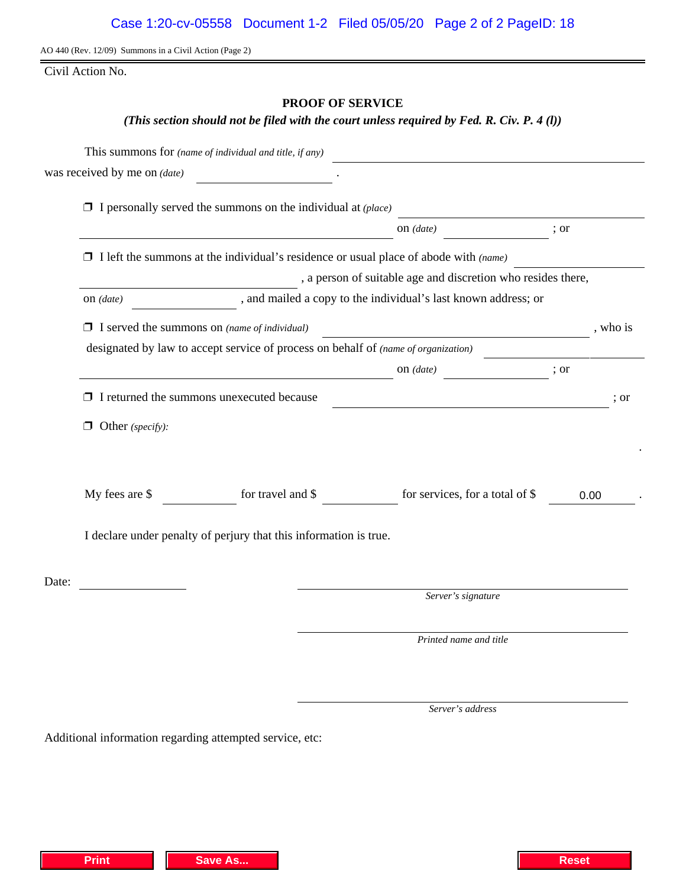AO 440 (Rev. 12/09) Summons in a Civil Action (Page 2)

Civil Action No.

## PROOF OF SERVICE

***(This section should not be filed with the court unless required by Fed. R. Civ. P. 4 (l))***

This summons for *(name of individual and title, if any)* \_\_\_\_\_\_\_\_\_\_\_\_\_\_\_\_\_\_\_\_\_\_\_\_\_\_\_\_\_\_\_\_

was received by me on *(date)* \_\_\_\_\_\_\_\_\_\_\_\_\_\_\_\_ .

❒ I personally served the summons on the individual at *(place)* \_\_\_\_\_\_\_\_\_\_\_\_\_\_\_\_\_\_\_\_\_\_\_\_\_\_\_\_\_\_\_\_\_\_\_\_\_\_\_\_\_\_\_\_\_\_\_\_\_\_ on *(date)* \_\_\_\_\_\_\_\_\_\_\_\_ ; or

❒ I left the summons at the individual's residence or usual place of abode with *(name)* \_\_\_\_\_\_\_\_\_\_\_\_\_\_\_\_\_\_\_\_\_\_\_\_\_\_\_\_\_\_\_\_\_\_\_\_ , a person of suitable age and discretion who resides there,

on *(date)* \_\_\_\_\_\_\_\_\_\_\_\_ , and mailed a copy to the individual's last known address; or

❒ I served the summons on *(name of individual)* \_\_\_\_\_\_\_\_\_\_\_\_\_\_\_\_\_\_\_\_\_\_\_\_\_\_\_\_\_\_ , who is designated by law to accept service of process on behalf of *(name of organization)* \_\_\_\_\_\_\_\_\_\_\_\_\_\_\_\_\_\_\_\_\_\_\_\_\_\_\_\_\_\_\_\_\_\_\_\_\_\_\_\_\_\_\_\_\_\_\_\_\_\_ on *(date)* \_\_\_\_\_\_\_\_\_\_\_\_ ; or

❒ I returned the summons unexecuted because \_\_\_\_\_\_\_\_\_\_\_\_\_\_\_\_\_\_\_\_\_\_\_\_\_\_\_\_\_\_ ; or

❒ Other *(specify)*:

.

My fees are $ \_\_\_\_\_\_\_\_ for travel and $ \_\_\_\_\_\_\_\_ for services, for a total of $ 0.00 .

I declare under penalty of perjury that this information is true.

Date: \_\_\_\_\_\_\_\_\_\_\_\_

\_\_\_\_\_\_\_\_\_\_\_\_\_\_\_\_\_\_\_\_\_\_\_\_\_\_\_\_\_\_\_\_\_\_\_\_
*Server's signature*

\_\_\_\_\_\_\_\_\_\_\_\_\_\_\_\_\_\_\_\_\_\_\_\_\_\_\_\_\_\_\_\_\_\_\_\_
*Printed name and title*

\_\_\_\_\_\_\_\_\_\_\_\_\_\_\_\_\_\_\_\_\_\_\_\_\_\_\_\_\_\_\_\_\_\_\_\_
*Server's address*

Additional information regarding attempted service, etc:

Print  Save As...  Reset